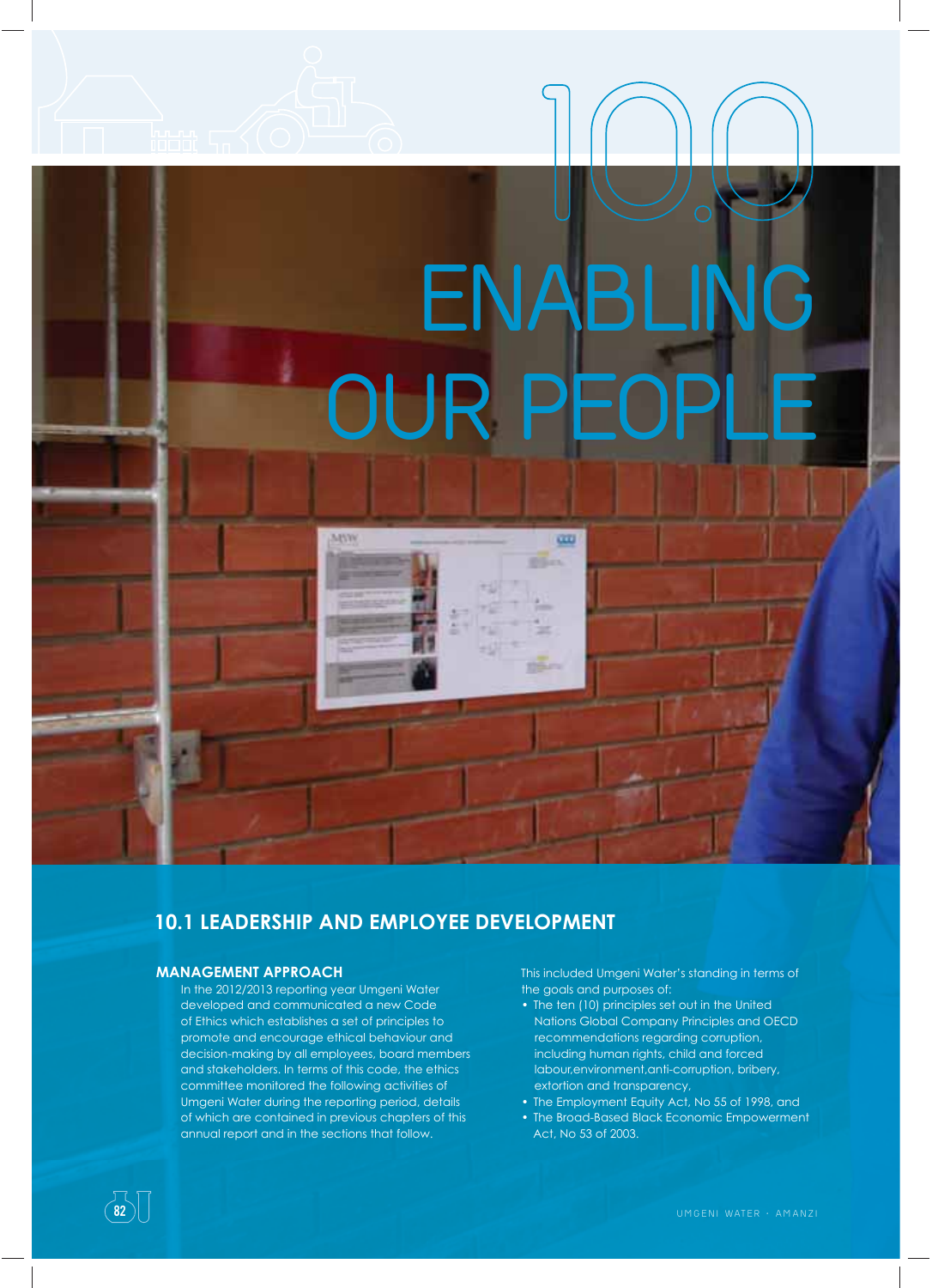# 10.0 ENABLING OUR PEOPLE

## 10.1 LEADERSHIP AND EMPLOYEE DEVELOPMENT

### MANAGEMENT APPROACH

In the 2012/2013 reporting year Umgeni Water developed and communicated a new Code of Ethics which establishes a set of principles to promote and encourage ethical behaviour and decision-making by all employees, board members and stakeholders. In terms of this code, the ethics committee monitored the following activities of Umgeni Water during the reporting period, details of which are contained in previous chapters of this annual report and in the sections that follow.

This included Umgeni Water's standing in terms of the goals and purposes of:

- The ten (10) principles set out in the United Nations Global Company Principles and OECD recommendations regarding corruption, including human rights, child and forced labour,environment,anti-corruption, bribery, extortion and transparency,
- The Employment Equity Act, No 55 of 1998, and
- The Broad-Based Black Economic Empowerment Act, No 53 of 2003.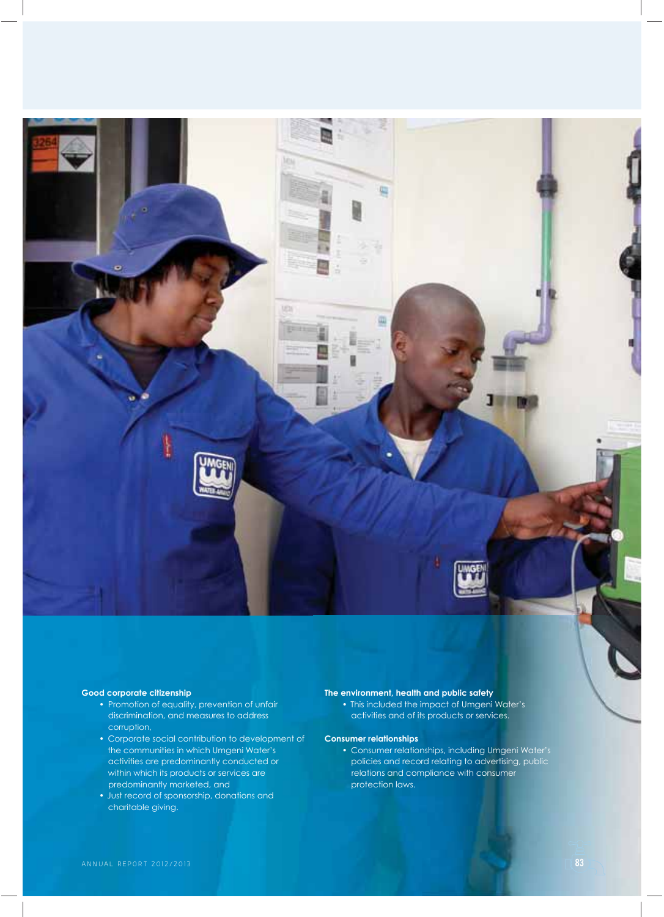**Good corporate citizenship**

- Promotion of equality, prevention of unfair discrimination, and measures to address corruption,
- Corporate social contribution to development of the communities in which Umgeni Water's activities are predominantly conducted or within which its products or services are predominantly marketed, and
- Just record of sponsorship, donations and charitable giving.

**The environment, health and public safety**

- This included the impact of Umgeni Water's activities and of its products or services.

**Consumer relationships**

- Consumer relationships, including Umgeni Water's policies and record relating to advertising, public relations and compliance with consumer protection laws.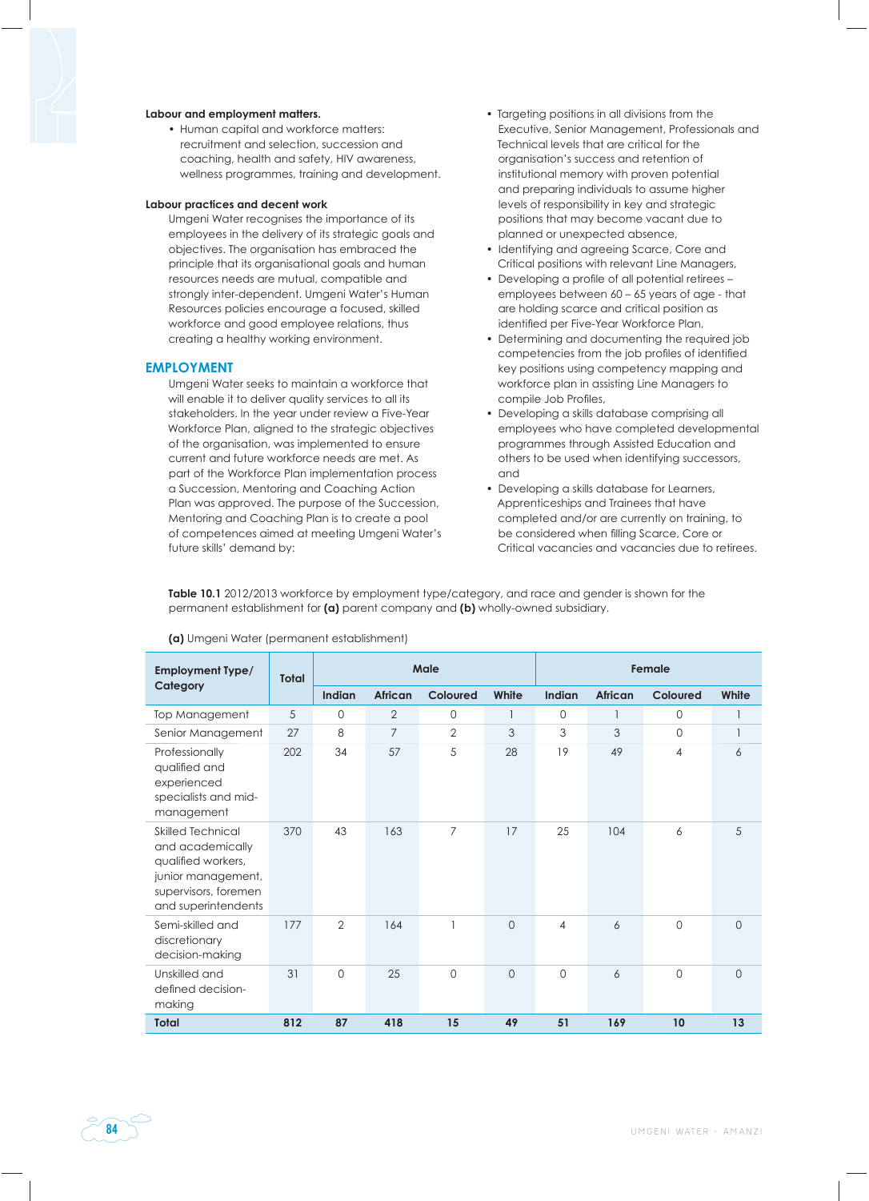**Labour and employment matters.**

- Human capital and workforce matters: recruitment and selection, succession and coaching, health and safety, HIV awareness, wellness programmes, training and development.

**Labour practices and decent work**

Umgeni Water recognises the importance of its employees in the delivery of its strategic goals and objectives. The organisation has embraced the principle that its organisational goals and human resources needs are mutual, compatible and strongly inter-dependent. Umgeni Water's Human Resources policies encourage a focused, skilled workforce and good employee relations, thus creating a healthy working environment.

## EMPLOYMENT

Umgeni Water seeks to maintain a workforce that will enable it to deliver quality services to all its stakeholders. In the year under review a Five-Year Workforce Plan, aligned to the strategic objectives of the organisation, was implemented to ensure current and future workforce needs are met. As part of the Workforce Plan implementation process a Succession, Mentoring and Coaching Action Plan was approved. The purpose of the Succession, Mentoring and Coaching Plan is to create a pool of competences aimed at meeting Umgeni Water's future skills' demand by:

- Targeting positions in all divisions from the Executive, Senior Management, Professionals and Technical levels that are critical for the organisation's success and retention of institutional memory with proven potential and preparing individuals to assume higher levels of responsibility in key and strategic positions that may become vacant due to planned or unexpected absence,
- Identifying and agreeing Scarce, Core and Critical positions with relevant Line Managers,
- Developing a profile of all potential retirees – employees between 60 – 65 years of age - that are holding scarce and critical position as identified per Five-Year Workforce Plan,
- Determining and documenting the required job competencies from the job profiles of identified key positions using competency mapping and workforce plan in assisting Line Managers to compile Job Profiles,
- Developing a skills database comprising all employees who have completed developmental programmes through Assisted Education and others to be used when identifying successors, and
- Developing a skills database for Learners, Apprenticeships and Trainees that have completed and/or are currently on training, to be considered when filling Scarce, Core or Critical vacancies and vacancies due to retirees.

**Table 10.1** 2012/2013 workforce by employment type/category, and race and gender is shown for the permanent establishment for **(a)** parent company and **(b)** wholly-owned subsidiary.

**(a)** Umgeni Water (permanent establishment)

| Employment Type/ Category | Total | Male | | | | Female | | | |
|---|---|---|---|---|---|---|---|---|---|
| | | Indian | African | Coloured | White | Indian | African | Coloured | White |
| Top Management | 5 | 0 | 2 | 0 | 1 | 0 | 1 | 0 | 1 |
| Senior Management | 27 | 8 | 7 | 2 | 3 | 3 | 3 | 0 | 1 |
| Professionally qualified and experienced specialists and mid-management | 202 | 34 | 57 | 5 | 28 | 19 | 49 | 4 | 6 |
| Skilled Technical and academically qualified workers, junior management, supervisors, foremen and superintendents | 370 | 43 | 163 | 7 | 17 | 25 | 104 | 6 | 5 |
| Semi-skilled and discretionary decision-making | 177 | 2 | 164 | 1 | 0 | 4 | 6 | 0 | 0 |
| Unskilled and defined decision-making | 31 | 0 | 25 | 0 | 0 | 0 | 6 | 0 | 0 |
| **Total** | **812** | **87** | **418** | **15** | **49** | **51** | **169** | **10** | **13** |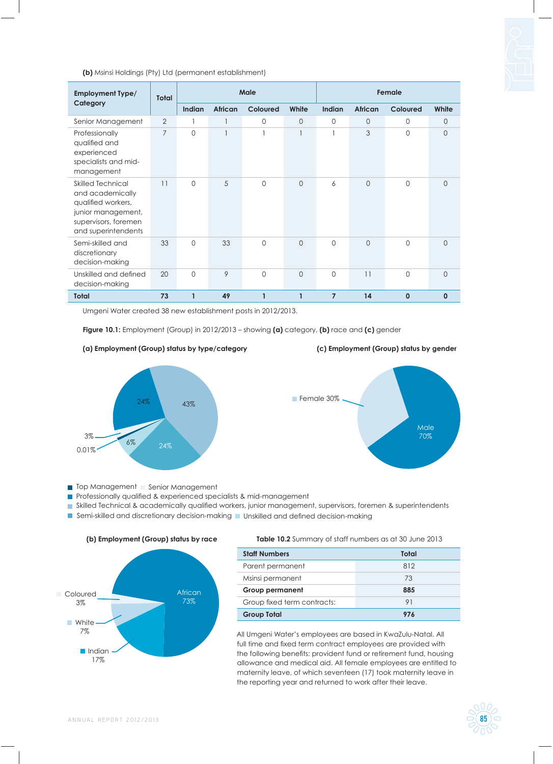**(b)** Msinsi Holdings (Pty) Ltd (permanent establishment)

| Employment Type/ Category | Total | Male | | | | Female | | | |
|---|---|---|---|---|---|---|---|---|---|
| | | Indian | African | Coloured | White | Indian | African | Coloured | White |
| Senior Management | 2 | 1 | 1 | 0 | 0 | 0 | 0 | 0 | 0 |
| Professionally qualified and experienced specialists and mid-management | 7 | 0 | 1 | 1 | 1 | 1 | 3 | 0 | 0 |
| Skilled Technical and academically qualified workers, junior management, supervisors, foremen and superintendents | 11 | 0 | 5 | 0 | 0 | 6 | 0 | 0 | 0 |
| Semi-skilled and discretionary decision-making | 33 | 0 | 33 | 0 | 0 | 0 | 0 | 0 | 0 |
| Unskilled and defined decision-making | 20 | 0 | 9 | 0 | 0 | 0 | 11 | 0 | 0 |
| **Total** | **73** | **1** | **49** | **1** | **1** | **7** | **14** | **0** | **0** |

Umgeni Water created 38 new establishment posts in 2012/2013.

**Figure 10.1:** Employment (Group) in 2012/2013 – showing **(a)** category, **(b)** race and **(c)** gender

**(a) Employment (Group) status by type/category**

43%, 24%, 24%, 6%, 3%, 0.01%

- Top Management
- Senior Management
- Professionally qualified & experienced specialists & mid-management
- Skilled Technical & academically qualified workers, junior management, supervisors, foremen & superintendents
- Semi-skilled and discretionary decision-making
- Unskilled and defined decision-making

**(c) Employment (Group) status by gender**

Female 30%, Male 70%

**(b) Employment (Group) status by race**

African 73%, Coloured 3%, White 7%, Indian 17%

**Table 10.2** Summary of staff numbers as at 30 June 2013

| Staff Numbers | Total |
|---|---|
| Parent permanent | 812 |
| Msinsi permanent | 73 |
| **Group permanent** | **885** |
| Group fixed term contracts: | 91 |
| **Group Total** | **976** |

All Umgeni Water's employees are based in KwaZulu-Natal. All full time and fixed term contract employees are provided with the following benefits: provident fund or retirement fund, housing allowance and medical aid. All female employees are entitled to maternity leave, of which seventeen (17) took maternity leave in the reporting year and returned to work after their leave.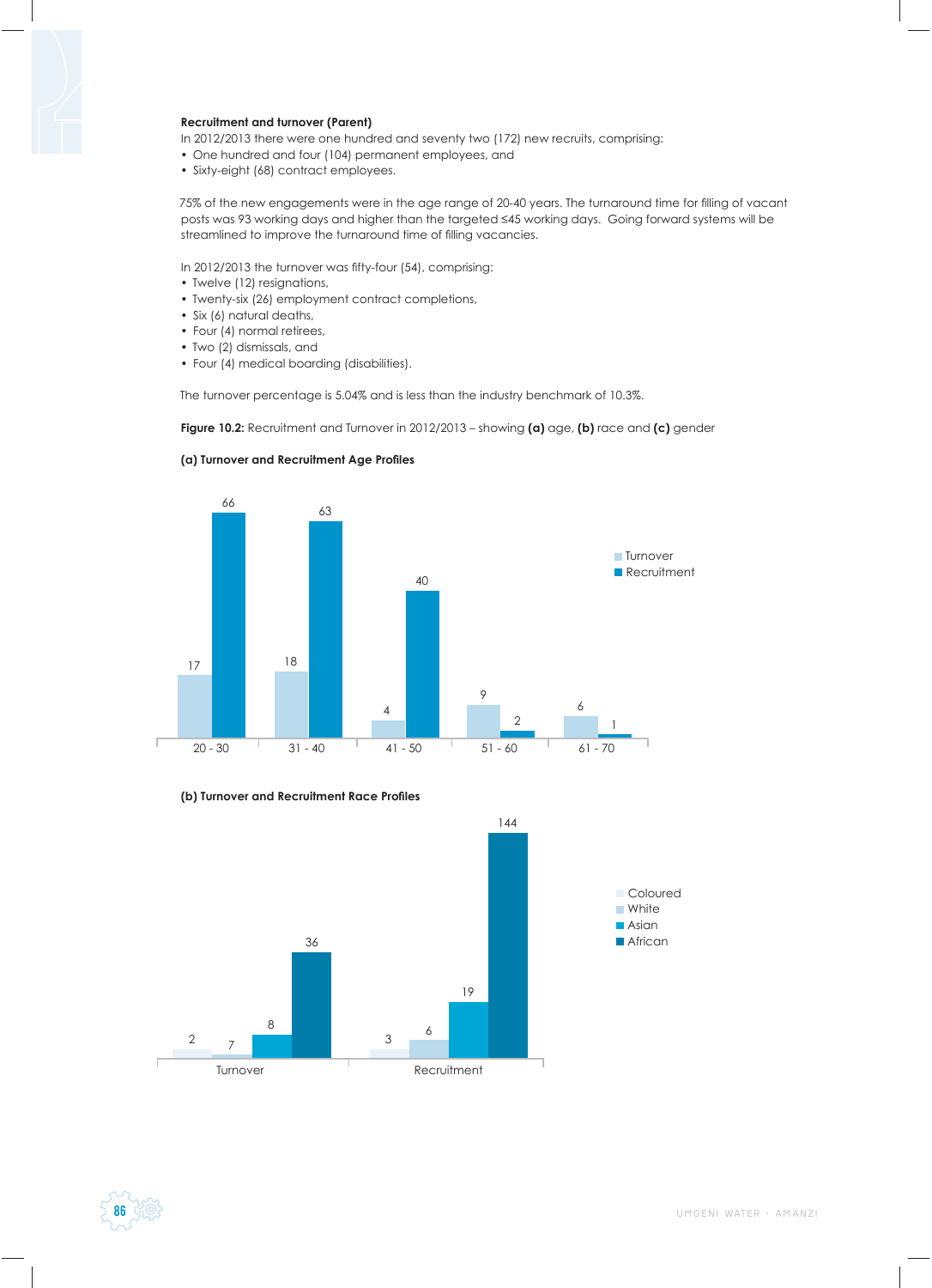**Recruitment and turnover (Parent)**

In 2012/2013 there were one hundred and seventy two (172) new recruits, comprising:

- One hundred and four (104) permanent employees, and
- Sixty-eight (68) contract employees.

75% of the new engagements were in the age range of 20-40 years. The turnaround time for filling of vacant posts was 93 working days and higher than the targeted ≤45 working days. Going forward systems will be streamlined to improve the turnaround time of filling vacancies.

In 2012/2013 the turnover was fifty-four (54), comprising:

- Twelve (12) resignations,
- Twenty-six (26) employment contract completions,
- Six (6) natural deaths,
- Four (4) normal retirees,
- Two (2) dismissals, and
- Four (4) medical boarding (disabilities).

The turnover percentage is 5.04% and is less than the industry benchmark of 10.3%.

**Figure 10.2:** Recruitment and Turnover in 2012/2013 – showing **(a)** age, **(b)** race and **(c)** gender

**(a) Turnover and Recruitment Age Profiles**

| Age | Turnover | Recruitment |
|---|---|---|
| 20 - 30 | 17 | 66 |
| 31 - 40 | 18 | 63 |
| 41 - 50 | 4 | 40 |
| 51 - 60 | 9 | 2 |
| 61 - 70 | 6 | 1 |

**(b) Turnover and Recruitment Race Profiles**

| | Coloured | White | Asian | African |
|---|---|---|---|---|
| Turnover | 2 | 7 | 8 | 36 |
| Recruitment | 3 | 6 | 19 | 144 |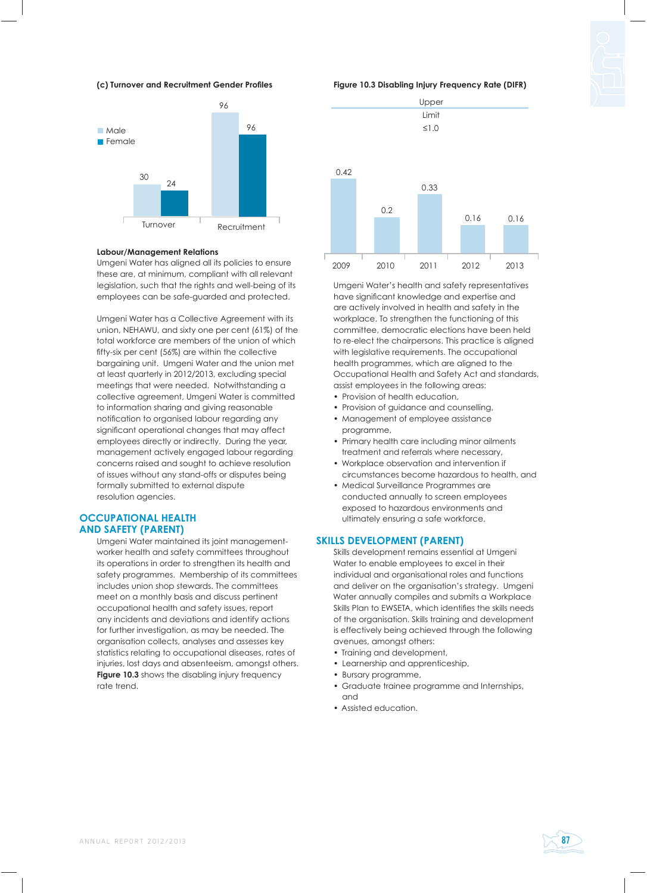**(c) Turnover and Recruitment Gender Profiles**

| | Male | Female |
|---|---|---|
| Turnover | 30 | 24 |
| Recruitment | 96 | 96 |

**Labour/Management Relations**

Umgeni Water has aligned all its policies to ensure these are, at minimum, compliant with all relevant legislation, such that the rights and well-being of its employees can be safe-guarded and protected.

Umgeni Water has a Collective Agreement with its union, NEHAWU, and sixty one per cent (61%) of the total workforce are members of the union of which fifty-six per cent (56%) are within the collective bargaining unit. Umgeni Water and the union met at least quarterly in 2012/2013, excluding special meetings that were needed. Notwithstanding a collective agreement, Umgeni Water is committed to information sharing and giving reasonable notification to organised labour regarding any significant operational changes that may affect employees directly or indirectly. During the year, management actively engaged labour regarding concerns raised and sought to achieve resolution of issues without any stand-offs or disputes being formally submitted to external dispute resolution agencies.

## OCCUPATIONAL HEALTH AND SAFETY (PARENT)

Umgeni Water maintained its joint management-worker health and safety committees throughout its operations in order to strengthen its health and safety programmes. Membership of its committees includes union shop stewards. The committees meet on a monthly basis and discuss pertinent occupational health and safety issues, report any incidents and deviations and identify actions for further investigation, as may be needed. The organisation collects, analyses and assesses key statistics relating to occupational diseases, rates of injuries, lost days and absenteeism, amongst others. **Figure 10.3** shows the disabling injury frequency rate trend.

**Figure 10.3 Disabling Injury Frequency Rate (DIFR)**

Upper Limit ≤1.0

| 2009 | 2010 | 2011 | 2012 | 2013 |
|---|---|---|---|---|
| 0.42 | 0.2 | 0.33 | 0.16 | 0.16 |

Umgeni Water's health and safety representatives have significant knowledge and expertise and are actively involved in health and safety in the workplace. To strengthen the functioning of this committee, democratic elections have been held to re-elect the chairpersons. This practice is aligned with legislative requirements. The occupational health programmes, which are aligned to the Occupational Health and Safety Act and standards, assist employees in the following areas:

- Provision of health education,
- Provision of guidance and counselling,
- Management of employee assistance programme,
- Primary health care including minor ailments treatment and referrals where necessary,
- Workplace observation and intervention if circumstances become hazardous to health, and
- Medical Surveillance Programmes are conducted annually to screen employees exposed to hazardous environments and ultimately ensuring a safe workforce.

## SKILLS DEVELOPMENT (PARENT)

Skills development remains essential at Umgeni Water to enable employees to excel in their individual and organisational roles and functions and deliver on the organisation's strategy. Umgeni Water annually compiles and submits a Workplace Skills Plan to EWSETA, which identifies the skills needs of the organisation. Skills training and development is effectively being achieved through the following avenues, amongst others:

- Training and development,
- Learnership and apprenticeship,
- Bursary programme,
- Graduate trainee programme and Internships, and
- Assisted education.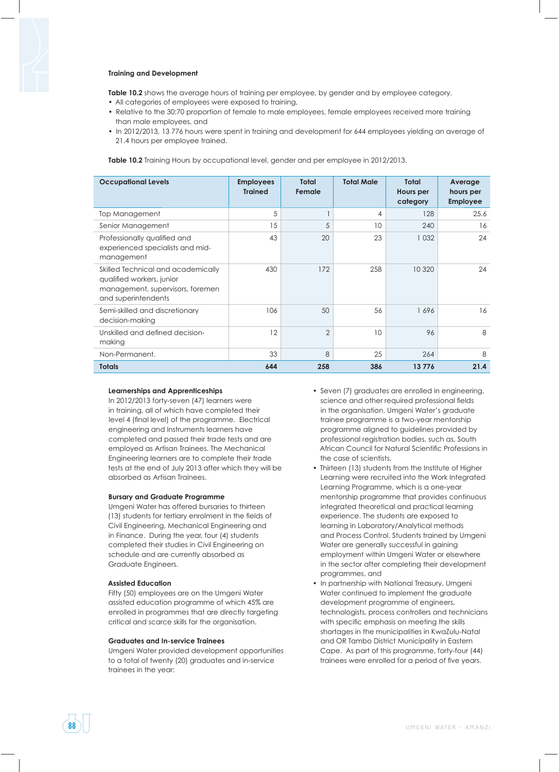### Training and Development

**Table 10.2** shows the average hours of training per employee, by gender and by employee category.

- All categories of employees were exposed to training,
- Relative to the 30:70 proportion of female to male employees, female employees received more training than male employees, and
- In 2012/2013, 13 776 hours were spent in training and development for 644 employees yielding an average of 21.4 hours per employee trained.

**Table 10.2** Training Hours by occupational level, gender and per employee in 2012/2013.

| Occupational Levels | Employees Trained | Total Female | Total Male | Total Hours per category | Average hours per Employee |
|---|---|---|---|---|---|
| Top Management | 5 | 1 | 4 | 128 | 25.6 |
| Senior Management | 15 | 5 | 10 | 240 | 16 |
| Professionally qualified and experienced specialists and mid-management | 43 | 20 | 23 | 1 032 | 24 |
| Skilled Technical and academically qualified workers, junior management, supervisors, foremen and superintendents | 430 | 172 | 258 | 10 320 | 24 |
| Semi-skilled and discretionary decision-making | 106 | 50 | 56 | 1 696 | 16 |
| Unskilled and defined decision-making | 12 | 2 | 10 | 96 | 8 |
| Non-Permanent. | 33 | 8 | 25 | 264 | 8 |
| **Totals** | **644** | **258** | **386** | **13 776** | **21.4** |

#### Learnerships and Apprenticeships

In 2012/2013 forty-seven (47) learners were in training, all of which have completed their level 4 (final level) of the programme. Electrical engineering and Instruments learners have completed and passed their trade tests and are employed as Artisan Trainees. The Mechanical Engineering learners are to complete their trade tests at the end of July 2013 after which they will be absorbed as Artisan Trainees.

#### Bursary and Graduate Programme

Umgeni Water has offered bursaries to thirteen (13) students for tertiary enrolment in the fields of Civil Engineering, Mechanical Engineering and in Finance. During the year, four (4) students completed their studies in Civil Engineering on schedule and are currently absorbed as Graduate Engineers.

#### Assisted Education

Fifty (50) employees are on the Umgeni Water assisted education programme of which 45% are enrolled in programmes that are directly targeting critical and scarce skills for the organisation.

#### Graduates and In-service Trainees

Umgeni Water provided development opportunities to a total of twenty (20) graduates and in-service trainees in the year:

- Seven (7) graduates are enrolled in engineering, science and other required professional fields in the organisation. Umgeni Water's graduate trainee programme is a two-year mentorship programme aligned to guidelines provided by professional registration bodies, such as, South African Council for Natural Scientific Professions in the case of scientists,
- Thirteen (13) students from the Institute of Higher Learning were recruited into the Work Integrated Learning Programme, which is a one-year mentorship programme that provides continuous integrated theoretical and practical learning experience. The students are exposed to learning in Laboratory/Analytical methods and Process Control. Students trained by Umgeni Water are generally successful in gaining employment within Umgeni Water or elsewhere in the sector after completing their development programmes, and
- In partnership with National Treasury, Umgeni Water continued to implement the graduate development programme of engineers, technologists, process controllers and technicians with specific emphasis on meeting the skills shortages in the municipalities in KwaZulu-Natal and OR Tambo District Municipality in Eastern Cape. As part of this programme, forty-four (44) trainees were enrolled for a period of five years.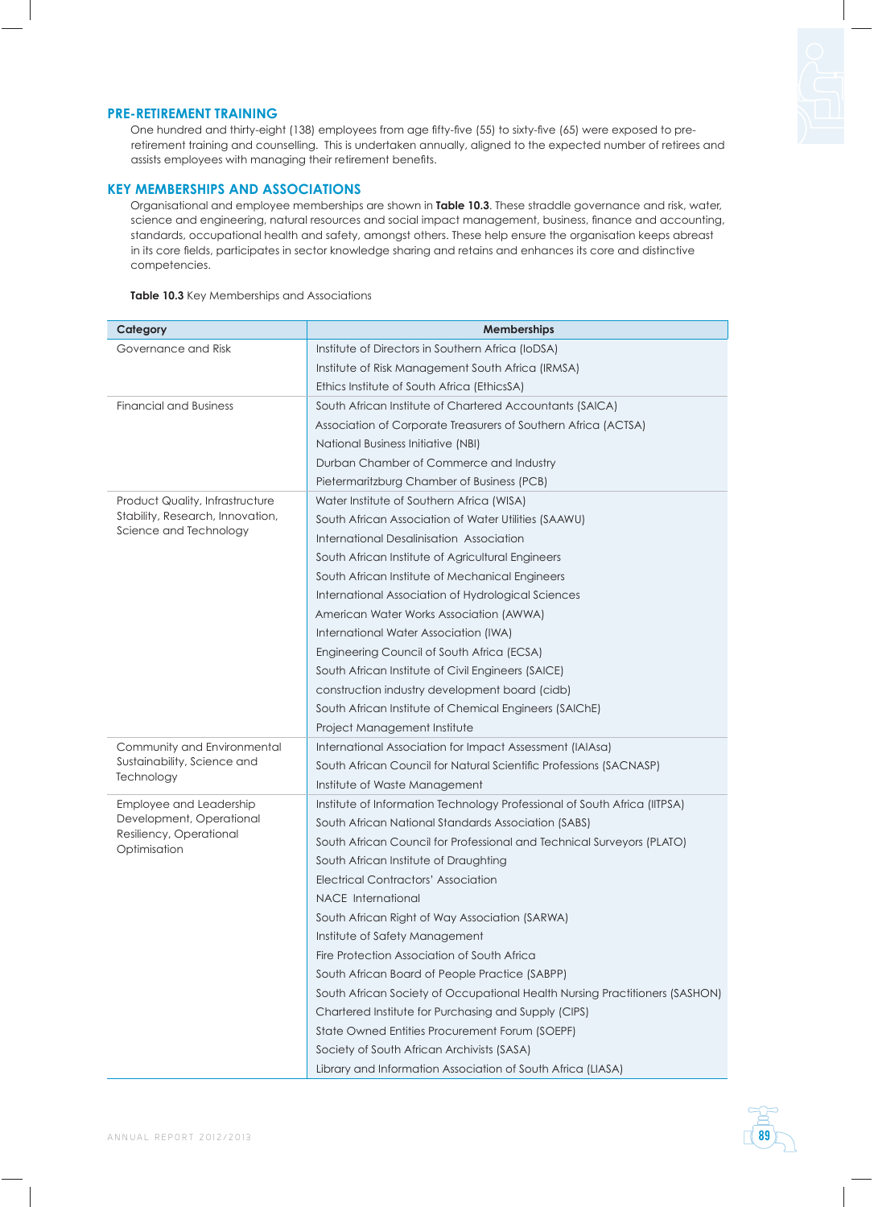## PRE-RETIREMENT TRAINING

One hundred and thirty-eight (138) employees from age fifty-five (55) to sixty-five (65) were exposed to pre-retirement training and counselling. This is undertaken annually, aligned to the expected number of retirees and assists employees with managing their retirement benefits.

## KEY MEMBERSHIPS AND ASSOCIATIONS

Organisational and employee memberships are shown in **Table 10.3**. These straddle governance and risk, water, science and engineering, natural resources and social impact management, business, finance and accounting, standards, occupational health and safety, amongst others. These help ensure the organisation keeps abreast in its core fields, participates in sector knowledge sharing and retains and enhances its core and distinctive competencies.

**Table 10.3** Key Memberships and Associations

| Category | Memberships |
|---|---|
| Governance and Risk | Institute of Directors in Southern Africa (IoDSA) |
| | Institute of Risk Management South Africa (IRMSA) |
| | Ethics Institute of South Africa (EthicsSA) |
| Financial and Business | South African Institute of Chartered Accountants (SAICA) |
| | Association of Corporate Treasurers of Southern Africa (ACTSA) |
| | National Business Initiative (NBI) |
| | Durban Chamber of Commerce and Industry |
| | Pietermaritzburg Chamber of Business (PCB) |
| Product Quality, Infrastructure Stability, Research, Innovation, Science and Technology | Water Institute of Southern Africa (WISA) |
| | South African Association of Water Utilities (SAAWU) |
| | International Desalinisation Association |
| | South African Institute of Agricultural Engineers |
| | South African Institute of Mechanical Engineers |
| | International Association of Hydrological Sciences |
| | American Water Works Association (AWWA) |
| | International Water Association (IWA) |
| | Engineering Council of South Africa (ECSA) |
| | South African Institute of Civil Engineers (SAICE) |
| | construction industry development board (cidb) |
| | South African Institute of Chemical Engineers (SAIChE) |
| | Project Management Institute |
| Community and Environmental Sustainability, Science and Technology | International Association for Impact Assessment (IAIAsa) |
| | South African Council for Natural Scientific Professions (SACNASP) |
| | Institute of Waste Management |
| Employee and Leadership Development, Operational Resiliency, Operational Optimisation | Institute of Information Technology Professional of South Africa (IITPSA) |
| | South African National Standards Association (SABS) |
| | South African Council for Professional and Technical Surveyors (PLATO) |
| | South African Institute of Draughting |
| | Electrical Contractors' Association |
| | NACE International |
| | South African Right of Way Association (SARWA) |
| | Institute of Safety Management |
| | Fire Protection Association of South Africa |
| | South African Board of People Practice (SABPP) |
| | South African Society of Occupational Health Nursing Practitioners (SASHON) |
| | Chartered Institute for Purchasing and Supply (CIPS) |
| | State Owned Entities Procurement Forum (SOEPF) |
| | Society of South African Archivists (SASA) |
| | Library and Information Association of South Africa (LIASA) |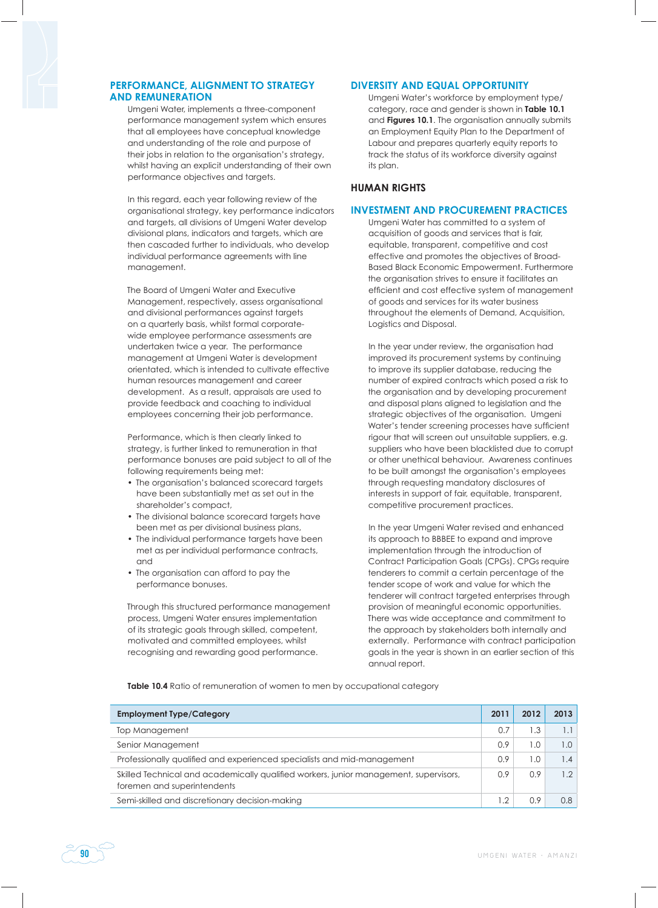## PERFORMANCE, ALIGNMENT TO STRATEGY AND REMUNERATION

Umgeni Water, implements a three-component performance management system which ensures that all employees have conceptual knowledge and understanding of the role and purpose of their jobs in relation to the organisation's strategy, whilst having an explicit understanding of their own performance objectives and targets.

In this regard, each year following review of the organisational strategy, key performance indicators and targets, all divisions of Umgeni Water develop divisional plans, indicators and targets, which are then cascaded further to individuals, who develop individual performance agreements with line management.

The Board of Umgeni Water and Executive Management, respectively, assess organisational and divisional performances against targets on a quarterly basis, whilst formal corporate-wide employee performance assessments are undertaken twice a year. The performance management at Umgeni Water is development orientated, which is intended to cultivate effective human resources management and career development. As a result, appraisals are used to provide feedback and coaching to individual employees concerning their job performance.

Performance, which is then clearly linked to strategy, is further linked to remuneration in that performance bonuses are paid subject to all of the following requirements being met:

- The organisation's balanced scorecard targets have been substantially met as set out in the shareholder's compact,
- The divisional balance scorecard targets have been met as per divisional business plans,
- The individual performance targets have been met as per individual performance contracts, and
- The organisation can afford to pay the performance bonuses.

Through this structured performance management process, Umgeni Water ensures implementation of its strategic goals through skilled, competent, motivated and committed employees, whilst recognising and rewarding good performance.

## DIVERSITY AND EQUAL OPPORTUNITY

Umgeni Water's workforce by employment type/ category, race and gender is shown in **Table 10.1** and **Figures 10.1**. The organisation annually submits an Employment Equity Plan to the Department of Labour and prepares quarterly equity reports to track the status of its workforce diversity against its plan.

## HUMAN RIGHTS

## INVESTMENT AND PROCUREMENT PRACTICES

Umgeni Water has committed to a system of acquisition of goods and services that is fair, equitable, transparent, competitive and cost effective and promotes the objectives of Broad-Based Black Economic Empowerment. Furthermore the organisation strives to ensure it facilitates an efficient and cost effective system of management of goods and services for its water business throughout the elements of Demand, Acquisition, Logistics and Disposal.

In the year under review, the organisation had improved its procurement systems by continuing to improve its supplier database, reducing the number of expired contracts which posed a risk to the organisation and by developing procurement and disposal plans aligned to legislation and the strategic objectives of the organisation. Umgeni Water's tender screening processes have sufficient rigour that will screen out unsuitable suppliers, e.g. suppliers who have been blacklisted due to corrupt or other unethical behaviour. Awareness continues to be built amongst the organisation's employees through requesting mandatory disclosures of interests in support of fair, equitable, transparent, competitive procurement practices.

In the year Umgeni Water revised and enhanced its approach to BBBEE to expand and improve implementation through the introduction of Contract Participation Goals (CPGs). CPGs require tenderers to commit a certain percentage of the tender scope of work and value for which the tenderer will contract targeted enterprises through provision of meaningful economic opportunities. There was wide acceptance and commitment to the approach by stakeholders both internally and externally. Performance with contract participation goals in the year is shown in an earlier section of this annual report.

**Table 10.4** Ratio of remuneration of women to men by occupational category

| Employment Type/Category | 2011 | 2012 | 2013 |
| --- | --- | --- | --- |
| Top Management | 0.7 | 1.3 | 1.1 |
| Senior Management | 0.9 | 1.0 | 1.0 |
| Professionally qualified and experienced specialists and mid-management | 0.9 | 1.0 | 1.4 |
| Skilled Technical and academically qualified workers, junior management, supervisors, foremen and superintendents | 0.9 | 0.9 | 1.2 |
| Semi-skilled and discretionary decision-making | 1.2 | 0.9 | 0.8 |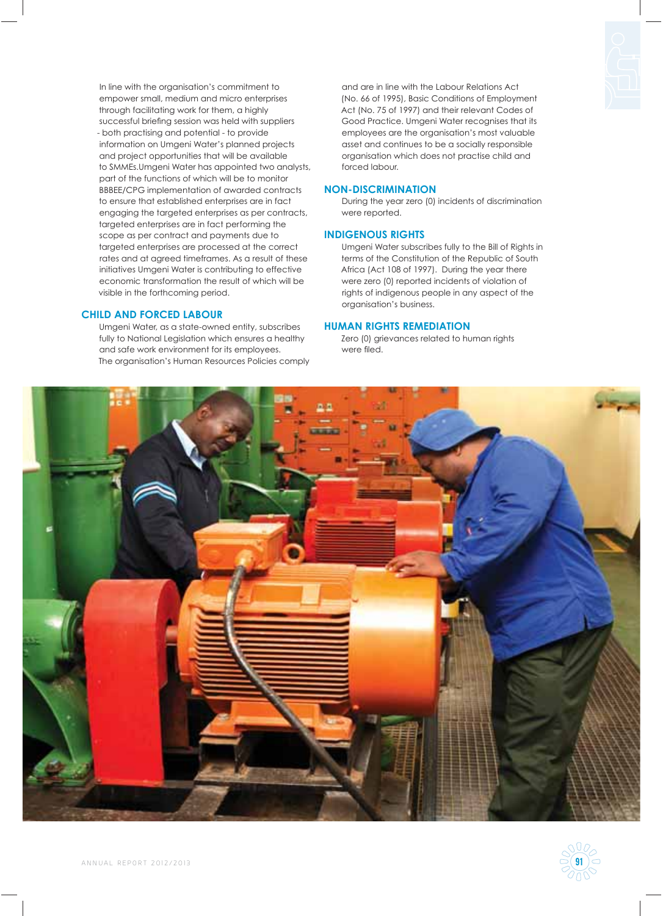In line with the organisation's commitment to empower small, medium and micro enterprises through facilitating work for them, a highly successful briefing session was held with suppliers - both practising and potential - to provide information on Umgeni Water's planned projects and project opportunities that will be available to SMMEs.Umgeni Water has appointed two analysts, part of the functions of which will be to monitor BBBEE/CPG implementation of awarded contracts to ensure that established enterprises are in fact engaging the targeted enterprises as per contracts, targeted enterprises are in fact performing the scope as per contract and payments due to targeted enterprises are processed at the correct rates and at agreed timeframes. As a result of these initiatives Umgeni Water is contributing to effective economic transformation the result of which will be visible in the forthcoming period.

## CHILD AND FORCED LABOUR

Umgeni Water, as a state-owned entity, subscribes fully to National Legislation which ensures a healthy and safe work environment for its employees. The organisation's Human Resources Policies comply and are in line with the Labour Relations Act (No. 66 of 1995), Basic Conditions of Employment Act (No. 75 of 1997) and their relevant Codes of Good Practice. Umgeni Water recognises that its employees are the organisation's most valuable asset and continues to be a socially responsible organisation which does not practise child and forced labour.

## NON-DISCRIMINATION

During the year zero (0) incidents of discrimination were reported.

## INDIGENOUS RIGHTS

Umgeni Water subscribes fully to the Bill of Rights in terms of the Constitution of the Republic of South Africa (Act 108 of 1997). During the year there were zero (0) reported incidents of violation of rights of indigenous people in any aspect of the organisation's business.

## HUMAN RIGHTS REMEDIATION

Zero (0) grievances related to human rights were filed.